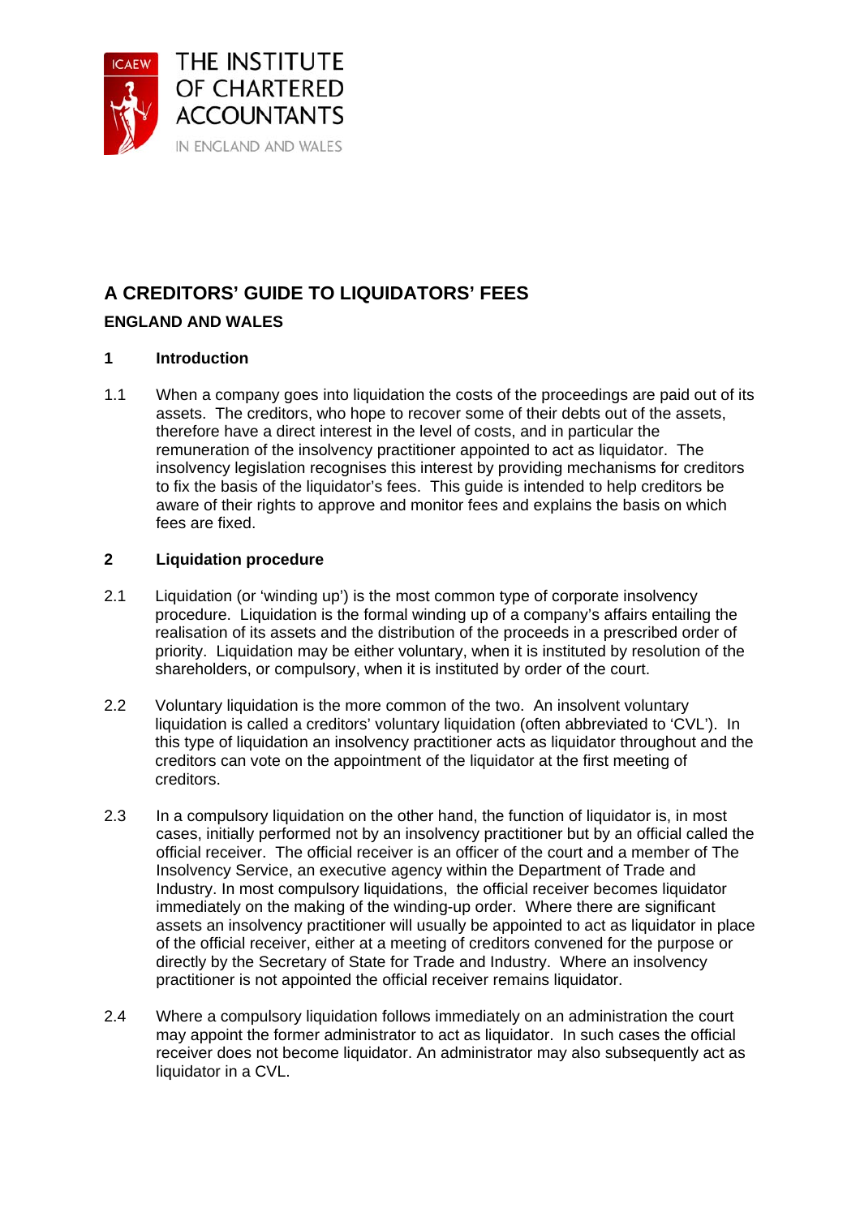THE INSTITUTE OF CHARTERED ACCOUNTANTS IN ENGLAND AND WALES

# A CREDITORS' GUIDE TO LIQUIDATORS' FEES

## ENGLAND AND WALES

### 1 Introduction

1.1 When a company goes into liquidation the costs of the proceedings are paid out of its assets. The creditors, who hope to recover some of their debts out of the assets, therefore have a direct interest in the level of costs, and in particular the remuneration of the insolvency practitioner appointed to act as liquidator. The insolvency legislation recognises this interest by providing mechanisms for creditors to fix the basis of the liquidator's fees. This guide is intended to help creditors be aware of their rights to approve and monitor fees and explains the basis on which fees are fixed.

### 2 Liquidation procedure

2.1 Liquidation (or 'winding up') is the most common type of corporate insolvency procedure. Liquidation is the formal winding up of a company's affairs entailing the realisation of its assets and the distribution of the proceeds in a prescribed order of priority. Liquidation may be either voluntary, when it is instituted by resolution of the shareholders, or compulsory, when it is instituted by order of the court.

2.2 Voluntary liquidation is the more common of the two. An insolvent voluntary liquidation is called a creditors' voluntary liquidation (often abbreviated to 'CVL'). In this type of liquidation an insolvency practitioner acts as liquidator throughout and the creditors can vote on the appointment of the liquidator at the first meeting of creditors.

2.3 In a compulsory liquidation on the other hand, the function of liquidator is, in most cases, initially performed not by an insolvency practitioner but by an official called the official receiver. The official receiver is an officer of the court and a member of The Insolvency Service, an executive agency within the Department of Trade and Industry. In most compulsory liquidations, the official receiver becomes liquidator immediately on the making of the winding-up order. Where there are significant assets an insolvency practitioner will usually be appointed to act as liquidator in place of the official receiver, either at a meeting of creditors convened for the purpose or directly by the Secretary of State for Trade and Industry. Where an insolvency practitioner is not appointed the official receiver remains liquidator.

2.4 Where a compulsory liquidation follows immediately on an administration the court may appoint the former administrator to act as liquidator. In such cases the official receiver does not become liquidator. An administrator may also subsequently act as liquidator in a CVL.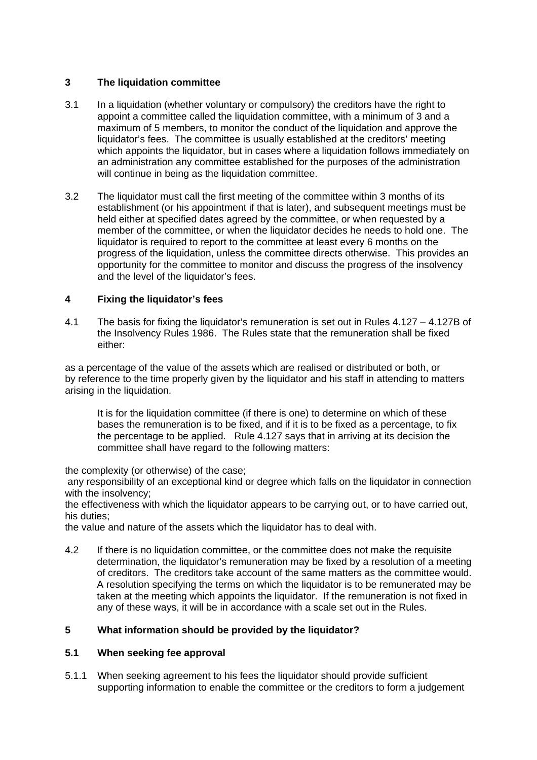## 3 The liquidation committee

3.1 In a liquidation (whether voluntary or compulsory) the creditors have the right to appoint a committee called the liquidation committee, with a minimum of 3 and a maximum of 5 members, to monitor the conduct of the liquidation and approve the liquidator's fees. The committee is usually established at the creditors' meeting which appoints the liquidator, but in cases where a liquidation follows immediately on an administration any committee established for the purposes of the administration will continue in being as the liquidation committee.

3.2 The liquidator must call the first meeting of the committee within 3 months of its establishment (or his appointment if that is later), and subsequent meetings must be held either at specified dates agreed by the committee, or when requested by a member of the committee, or when the liquidator decides he needs to hold one. The liquidator is required to report to the committee at least every 6 months on the progress of the liquidation, unless the committee directs otherwise. This provides an opportunity for the committee to monitor and discuss the progress of the insolvency and the level of the liquidator's fees.

## 4 Fixing the liquidator's fees

4.1 The basis for fixing the liquidator's remuneration is set out in Rules 4.127 – 4.127B of the Insolvency Rules 1986. The Rules state that the remuneration shall be fixed either:

as a percentage of the value of the assets which are realised or distributed or both, or
by reference to the time properly given by the liquidator and his staff in attending to matters arising in the liquidation.

It is for the liquidation committee (if there is one) to determine on which of these bases the remuneration is to be fixed, and if it is to be fixed as a percentage, to fix the percentage to be applied. Rule 4.127 says that in arriving at its decision the committee shall have regard to the following matters:

the complexity (or otherwise) of the case;
any responsibility of an exceptional kind or degree which falls on the liquidator in connection with the insolvency;
the effectiveness with which the liquidator appears to be carrying out, or to have carried out, his duties;
the value and nature of the assets which the liquidator has to deal with.

4.2 If there is no liquidation committee, or the committee does not make the requisite determination, the liquidator's remuneration may be fixed by a resolution of a meeting of creditors. The creditors take account of the same matters as the committee would. A resolution specifying the terms on which the liquidator is to be remunerated may be taken at the meeting which appoints the liquidator. If the remuneration is not fixed in any of these ways, it will be in accordance with a scale set out in the Rules.

## 5 What information should be provided by the liquidator?

### 5.1 When seeking fee approval

5.1.1 When seeking agreement to his fees the liquidator should provide sufficient supporting information to enable the committee or the creditors to form a judgement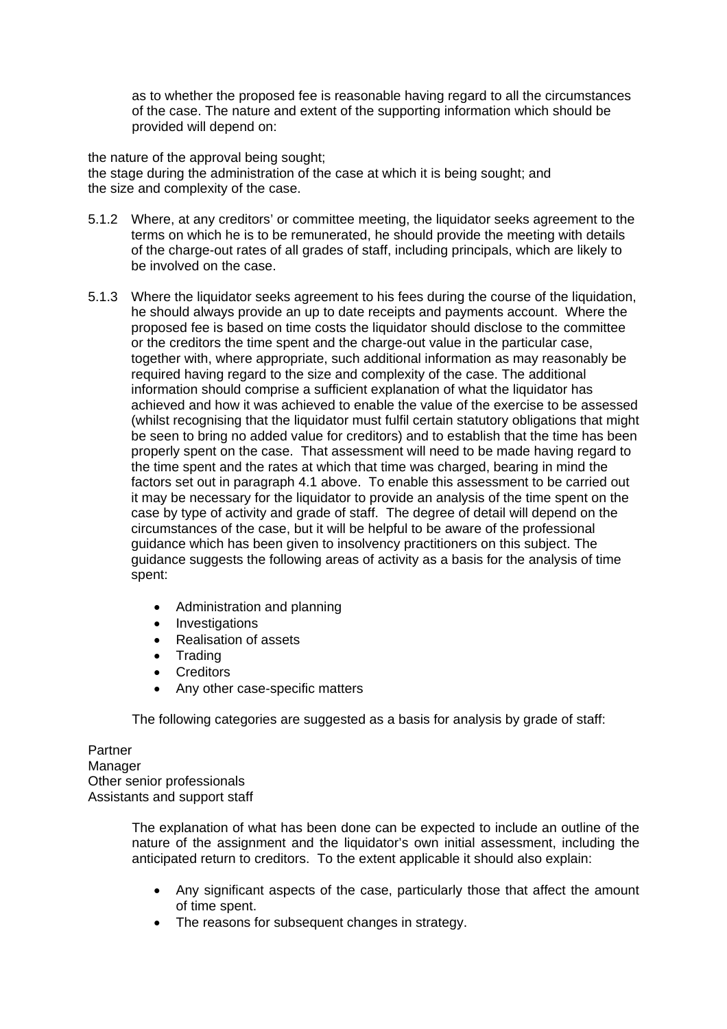as to whether the proposed fee is reasonable having regard to all the circumstances of the case. The nature and extent of the supporting information which should be provided will depend on:

the nature of the approval being sought;
the stage during the administration of the case at which it is being sought; and
the size and complexity of the case.

5.1.2 Where, at any creditors' or committee meeting, the liquidator seeks agreement to the terms on which he is to be remunerated, he should provide the meeting with details of the charge-out rates of all grades of staff, including principals, which are likely to be involved on the case.

5.1.3 Where the liquidator seeks agreement to his fees during the course of the liquidation, he should always provide an up to date receipts and payments account. Where the proposed fee is based on time costs the liquidator should disclose to the committee or the creditors the time spent and the charge-out value in the particular case, together with, where appropriate, such additional information as may reasonably be required having regard to the size and complexity of the case. The additional information should comprise a sufficient explanation of what the liquidator has achieved and how it was achieved to enable the value of the exercise to be assessed (whilst recognising that the liquidator must fulfil certain statutory obligations that might be seen to bring no added value for creditors) and to establish that the time has been properly spent on the case. That assessment will need to be made having regard to the time spent and the rates at which that time was charged, bearing in mind the factors set out in paragraph 4.1 above. To enable this assessment to be carried out it may be necessary for the liquidator to provide an analysis of the time spent on the case by type of activity and grade of staff. The degree of detail will depend on the circumstances of the case, but it will be helpful to be aware of the professional guidance which has been given to insolvency practitioners on this subject. The guidance suggests the following areas of activity as a basis for the analysis of time spent:

- Administration and planning
- Investigations
- Realisation of assets
- Trading
- Creditors
- Any other case-specific matters

The following categories are suggested as a basis for analysis by grade of staff:

Partner
Manager
Other senior professionals
Assistants and support staff

The explanation of what has been done can be expected to include an outline of the nature of the assignment and the liquidator's own initial assessment, including the anticipated return to creditors. To the extent applicable it should also explain:

- Any significant aspects of the case, particularly those that affect the amount of time spent.
- The reasons for subsequent changes in strategy.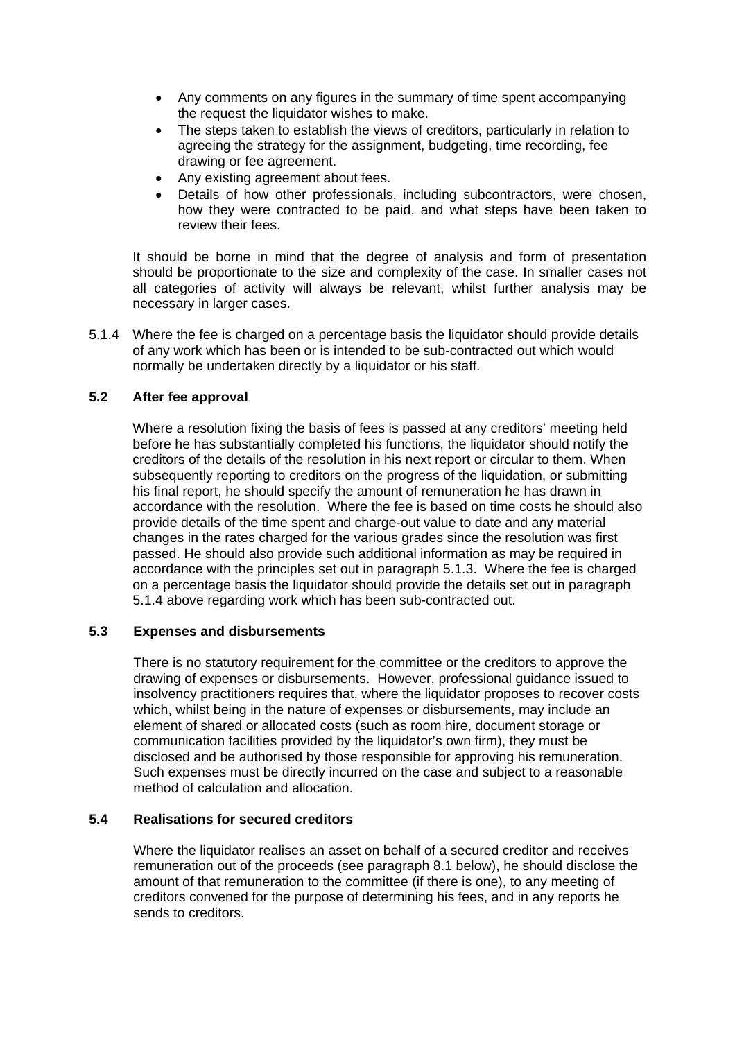- Any comments on any figures in the summary of time spent accompanying the request the liquidator wishes to make.
- The steps taken to establish the views of creditors, particularly in relation to agreeing the strategy for the assignment, budgeting, time recording, fee drawing or fee agreement.
- Any existing agreement about fees.
- Details of how other professionals, including subcontractors, were chosen, how they were contracted to be paid, and what steps have been taken to review their fees.

It should be borne in mind that the degree of analysis and form of presentation should be proportionate to the size and complexity of the case. In smaller cases not all categories of activity will always be relevant, whilst further analysis may be necessary in larger cases.

5.1.4 Where the fee is charged on a percentage basis the liquidator should provide details of any work which has been or is intended to be sub-contracted out which would normally be undertaken directly by a liquidator or his staff.

### 5.2 After fee approval

Where a resolution fixing the basis of fees is passed at any creditors' meeting held before he has substantially completed his functions, the liquidator should notify the creditors of the details of the resolution in his next report or circular to them. When subsequently reporting to creditors on the progress of the liquidation, or submitting his final report, he should specify the amount of remuneration he has drawn in accordance with the resolution. Where the fee is based on time costs he should also provide details of the time spent and charge-out value to date and any material changes in the rates charged for the various grades since the resolution was first passed. He should also provide such additional information as may be required in accordance with the principles set out in paragraph 5.1.3. Where the fee is charged on a percentage basis the liquidator should provide the details set out in paragraph 5.1.4 above regarding work which has been sub-contracted out.

### 5.3 Expenses and disbursements

There is no statutory requirement for the committee or the creditors to approve the drawing of expenses or disbursements. However, professional guidance issued to insolvency practitioners requires that, where the liquidator proposes to recover costs which, whilst being in the nature of expenses or disbursements, may include an element of shared or allocated costs (such as room hire, document storage or communication facilities provided by the liquidator's own firm), they must be disclosed and be authorised by those responsible for approving his remuneration. Such expenses must be directly incurred on the case and subject to a reasonable method of calculation and allocation.

### 5.4 Realisations for secured creditors

Where the liquidator realises an asset on behalf of a secured creditor and receives remuneration out of the proceeds (see paragraph 8.1 below), he should disclose the amount of that remuneration to the committee (if there is one), to any meeting of creditors convened for the purpose of determining his fees, and in any reports he sends to creditors.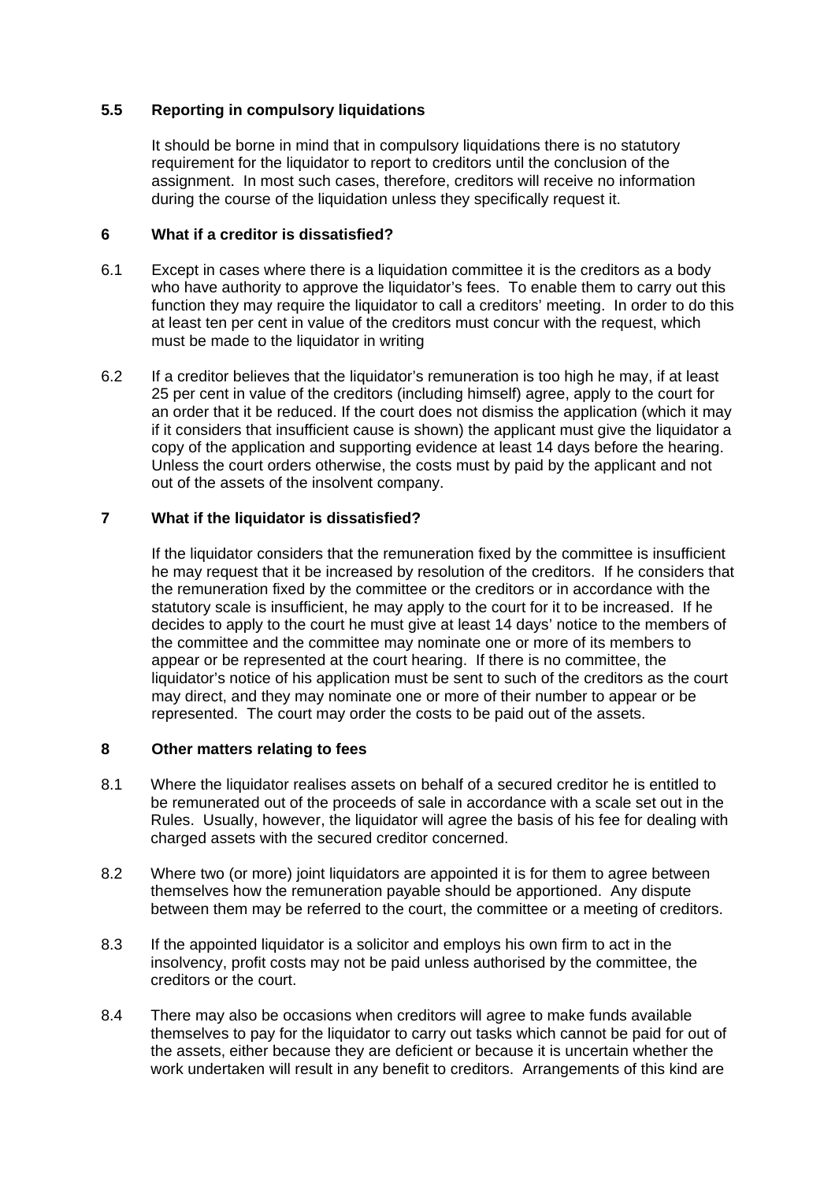### 5.5 Reporting in compulsory liquidations

It should be borne in mind that in compulsory liquidations there is no statutory requirement for the liquidator to report to creditors until the conclusion of the assignment. In most such cases, therefore, creditors will receive no information during the course of the liquidation unless they specifically request it.

## 6 What if a creditor is dissatisfied?

6.1 Except in cases where there is a liquidation committee it is the creditors as a body who have authority to approve the liquidator's fees. To enable them to carry out this function they may require the liquidator to call a creditors' meeting. In order to do this at least ten per cent in value of the creditors must concur with the request, which must be made to the liquidator in writing

6.2 If a creditor believes that the liquidator's remuneration is too high he may, if at least 25 per cent in value of the creditors (including himself) agree, apply to the court for an order that it be reduced. If the court does not dismiss the application (which it may if it considers that insufficient cause is shown) the applicant must give the liquidator a copy of the application and supporting evidence at least 14 days before the hearing. Unless the court orders otherwise, the costs must by paid by the applicant and not out of the assets of the insolvent company.

## 7 What if the liquidator is dissatisfied?

If the liquidator considers that the remuneration fixed by the committee is insufficient he may request that it be increased by resolution of the creditors. If he considers that the remuneration fixed by the committee or the creditors or in accordance with the statutory scale is insufficient, he may apply to the court for it to be increased. If he decides to apply to the court he must give at least 14 days' notice to the members of the committee and the committee may nominate one or more of its members to appear or be represented at the court hearing. If there is no committee, the liquidator's notice of his application must be sent to such of the creditors as the court may direct, and they may nominate one or more of their number to appear or be represented. The court may order the costs to be paid out of the assets.

## 8 Other matters relating to fees

8.1 Where the liquidator realises assets on behalf of a secured creditor he is entitled to be remunerated out of the proceeds of sale in accordance with a scale set out in the Rules. Usually, however, the liquidator will agree the basis of his fee for dealing with charged assets with the secured creditor concerned.

8.2 Where two (or more) joint liquidators are appointed it is for them to agree between themselves how the remuneration payable should be apportioned. Any dispute between them may be referred to the court, the committee or a meeting of creditors.

8.3 If the appointed liquidator is a solicitor and employs his own firm to act in the insolvency, profit costs may not be paid unless authorised by the committee, the creditors or the court.

8.4 There may also be occasions when creditors will agree to make funds available themselves to pay for the liquidator to carry out tasks which cannot be paid for out of the assets, either because they are deficient or because it is uncertain whether the work undertaken will result in any benefit to creditors. Arrangements of this kind are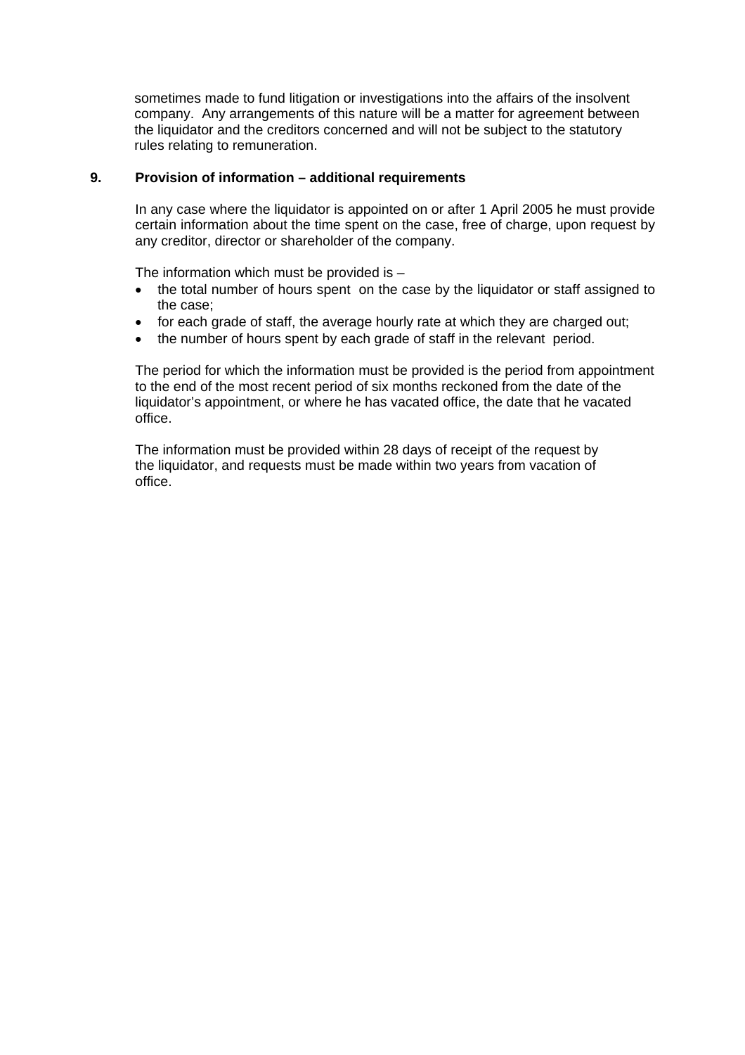sometimes made to fund litigation or investigations into the affairs of the insolvent company. Any arrangements of this nature will be a matter for agreement between the liquidator and the creditors concerned and will not be subject to the statutory rules relating to remuneration.

## 9. Provision of information – additional requirements

In any case where the liquidator is appointed on or after 1 April 2005 he must provide certain information about the time spent on the case, free of charge, upon request by any creditor, director or shareholder of the company.

The information which must be provided is –

- the total number of hours spent on the case by the liquidator or staff assigned to the case;
- for each grade of staff, the average hourly rate at which they are charged out;
- the number of hours spent by each grade of staff in the relevant period.

The period for which the information must be provided is the period from appointment to the end of the most recent period of six months reckoned from the date of the liquidator's appointment, or where he has vacated office, the date that he vacated office.

The information must be provided within 28 days of receipt of the request by the liquidator, and requests must be made within two years from vacation of office.